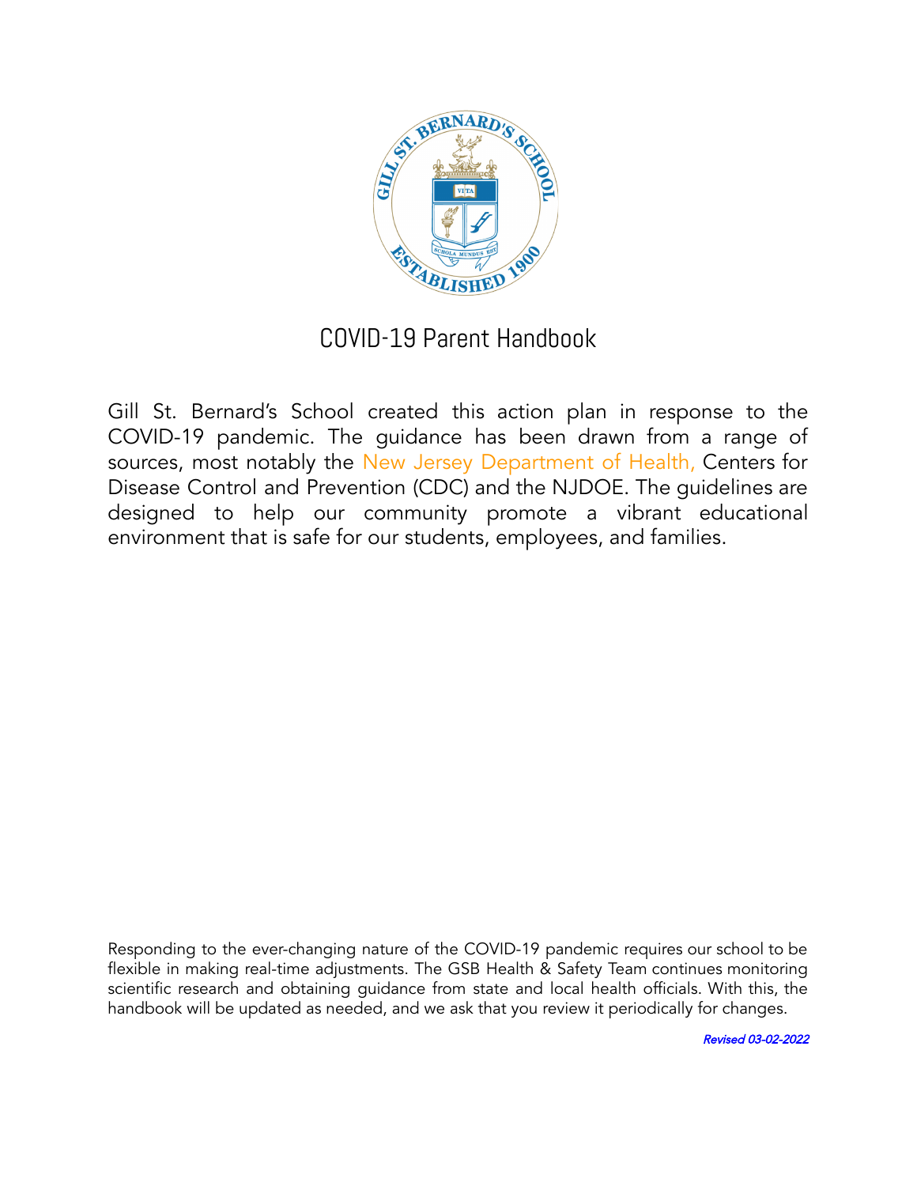# COVID-19 Parent Handbook

Gill St. Bernard's School created this action plan in response to the COVID-19 pandemic. The guidance has been drawn from a range of sources, most notably the New Jersey Department of Health, Centers for Disease Control and Prevention (CDC) and the NJDOE. The guidelines are designed to help our community promote a vibrant educational environment that is safe for our students, employees, and families.

Responding to the ever-changing nature of the COVID-19 pandemic requires our school to be flexible in making real-time adjustments. The GSB Health & Safety Team continues monitoring scientific research and obtaining guidance from state and local health officials. With this, the handbook will be updated as needed, and we ask that you review it periodically for changes.

***Revised 03-02-2022***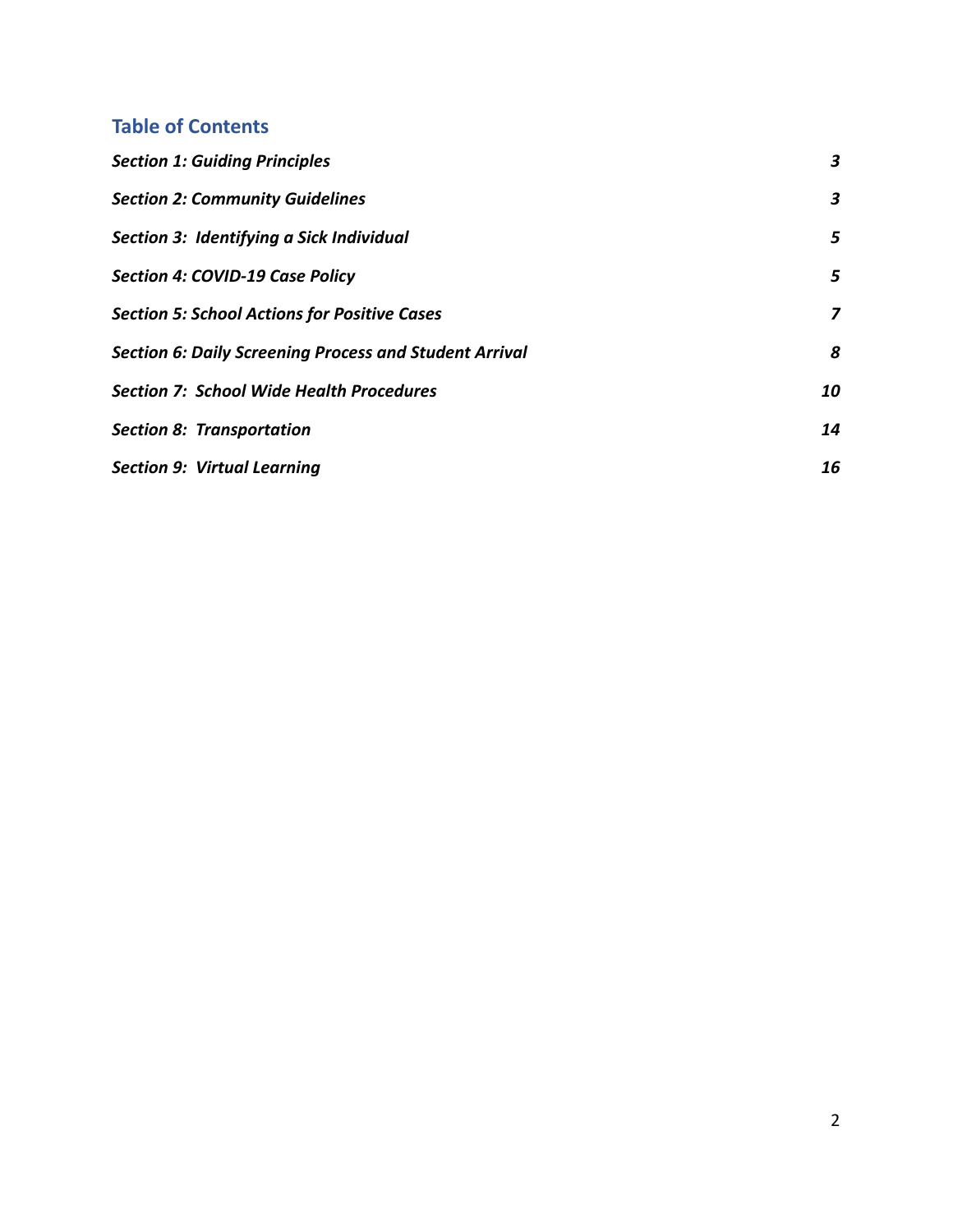## Table of Contents

| | |
|---|---|
| ***Section 1: Guiding Principles*** | ***3*** |
| ***Section 2: Community Guidelines*** | ***3*** |
| ***Section 3: Identifying a Sick Individual*** | ***5*** |
| ***Section 4: COVID-19 Case Policy*** | ***5*** |
| ***Section 5: School Actions for Positive Cases*** | ***7*** |
| ***Section 6: Daily Screening Process and Student Arrival*** | ***8*** |
| ***Section 7: School Wide Health Procedures*** | ***10*** |
| ***Section 8: Transportation*** | ***14*** |
| ***Section 9: Virtual Learning*** | ***16*** |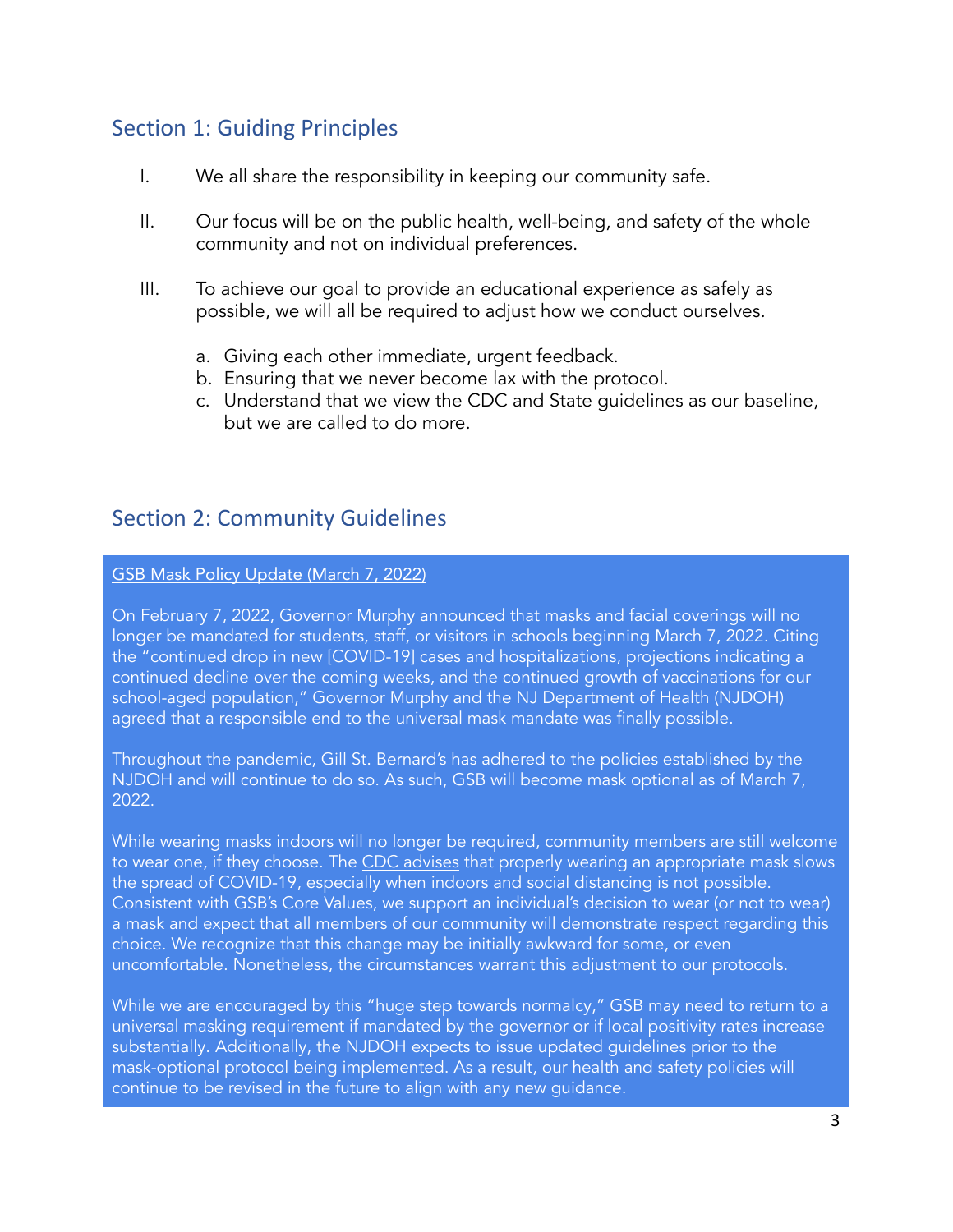## Section 1: Guiding Principles

I. We all share the responsibility in keeping our community safe.

II. Our focus will be on the public health, well-being, and safety of the whole community and not on individual preferences.

III. To achieve our goal to provide an educational experience as safely as possible, we will all be required to adjust how we conduct ourselves.

   a. Giving each other immediate, urgent feedback.
   b. Ensuring that we never become lax with the protocol.
   c. Understand that we view the CDC and State guidelines as our baseline, but we are called to do more.

## Section 2: Community Guidelines

GSB Mask Policy Update (March 7, 2022)

On February 7, 2022, Governor Murphy announced that masks and facial coverings will no longer be mandated for students, staff, or visitors in schools beginning March 7, 2022. Citing the "continued drop in new [COVID-19] cases and hospitalizations, projections indicating a continued decline over the coming weeks, and the continued growth of vaccinations for our school-aged population," Governor Murphy and the NJ Department of Health (NJDOH) agreed that a responsible end to the universal mask mandate was finally possible.

Throughout the pandemic, Gill St. Bernard's has adhered to the policies established by the NJDOH and will continue to do so. As such, GSB will become mask optional as of March 7, 2022.

While wearing masks indoors will no longer be required, community members are still welcome to wear one, if they choose. The CDC advises that properly wearing an appropriate mask slows the spread of COVID-19, especially when indoors and social distancing is not possible. Consistent with GSB's Core Values, we support an individual's decision to wear (or not to wear) a mask and expect that all members of our community will demonstrate respect regarding this choice. We recognize that this change may be initially awkward for some, or even uncomfortable. Nonetheless, the circumstances warrant this adjustment to our protocols.

While we are encouraged by this "huge step towards normalcy," GSB may need to return to a universal masking requirement if mandated by the governor or if local positivity rates increase substantially. Additionally, the NJDOH expects to issue updated guidelines prior to the mask-optional protocol being implemented. As a result, our health and safety policies will continue to be revised in the future to align with any new guidance.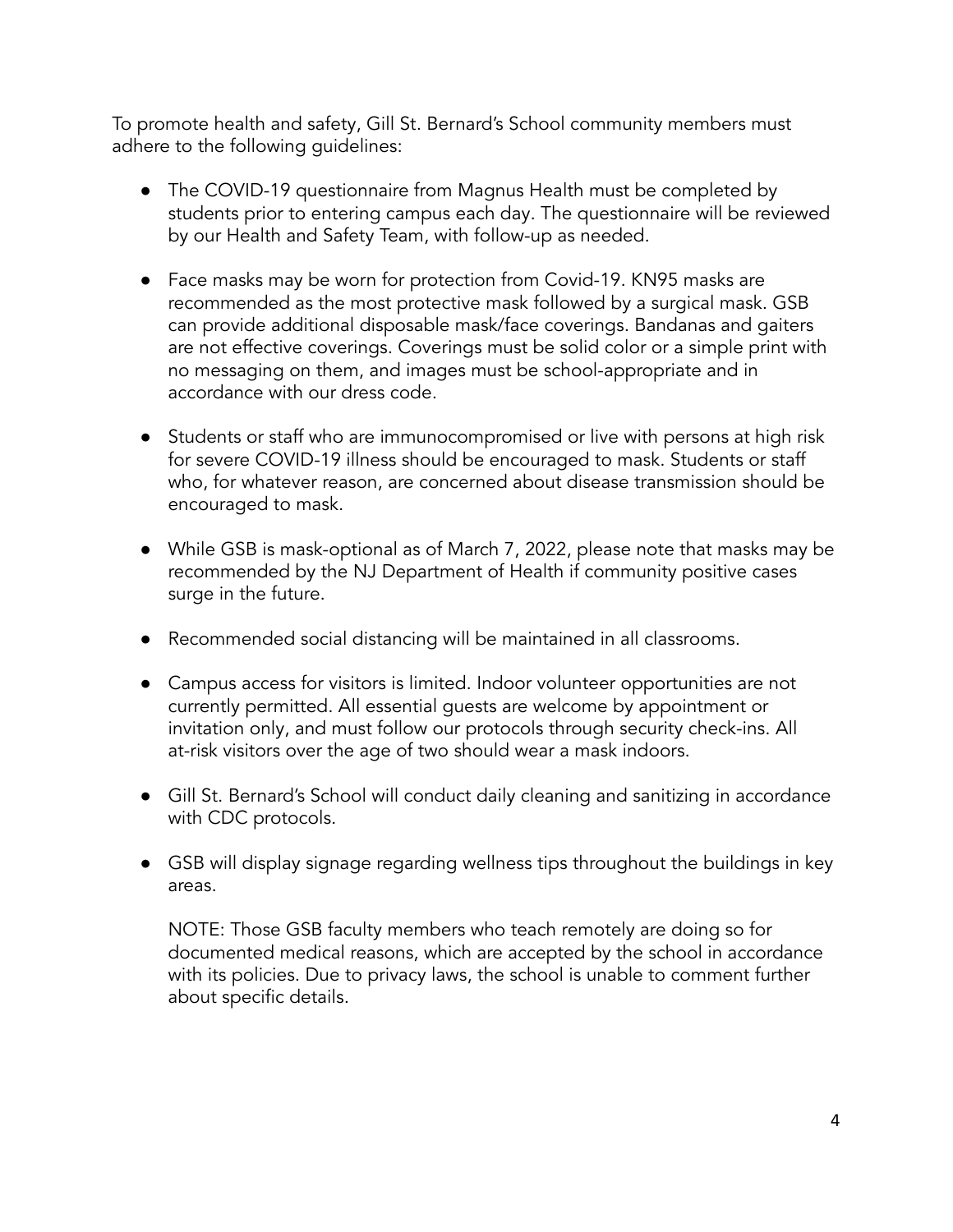To promote health and safety, Gill St. Bernard's School community members must adhere to the following guidelines:

- The COVID-19 questionnaire from Magnus Health must be completed by students prior to entering campus each day. The questionnaire will be reviewed by our Health and Safety Team, with follow-up as needed.

- Face masks may be worn for protection from Covid-19. KN95 masks are recommended as the most protective mask followed by a surgical mask. GSB can provide additional disposable mask/face coverings. Bandanas and gaiters are not effective coverings. Coverings must be solid color or a simple print with no messaging on them, and images must be school-appropriate and in accordance with our dress code.

- Students or staff who are immunocompromised or live with persons at high risk for severe COVID-19 illness should be encouraged to mask. Students or staff who, for whatever reason, are concerned about disease transmission should be encouraged to mask.

- While GSB is mask-optional as of March 7, 2022, please note that masks may be recommended by the NJ Department of Health if community positive cases surge in the future.

- Recommended social distancing will be maintained in all classrooms.

- Campus access for visitors is limited. Indoor volunteer opportunities are not currently permitted. All essential guests are welcome by appointment or invitation only, and must follow our protocols through security check-ins. All at-risk visitors over the age of two should wear a mask indoors.

- Gill St. Bernard's School will conduct daily cleaning and sanitizing in accordance with CDC protocols.

- GSB will display signage regarding wellness tips throughout the buildings in key areas.

  NOTE: Those GSB faculty members who teach remotely are doing so for documented medical reasons, which are accepted by the school in accordance with its policies. Due to privacy laws, the school is unable to comment further about specific details.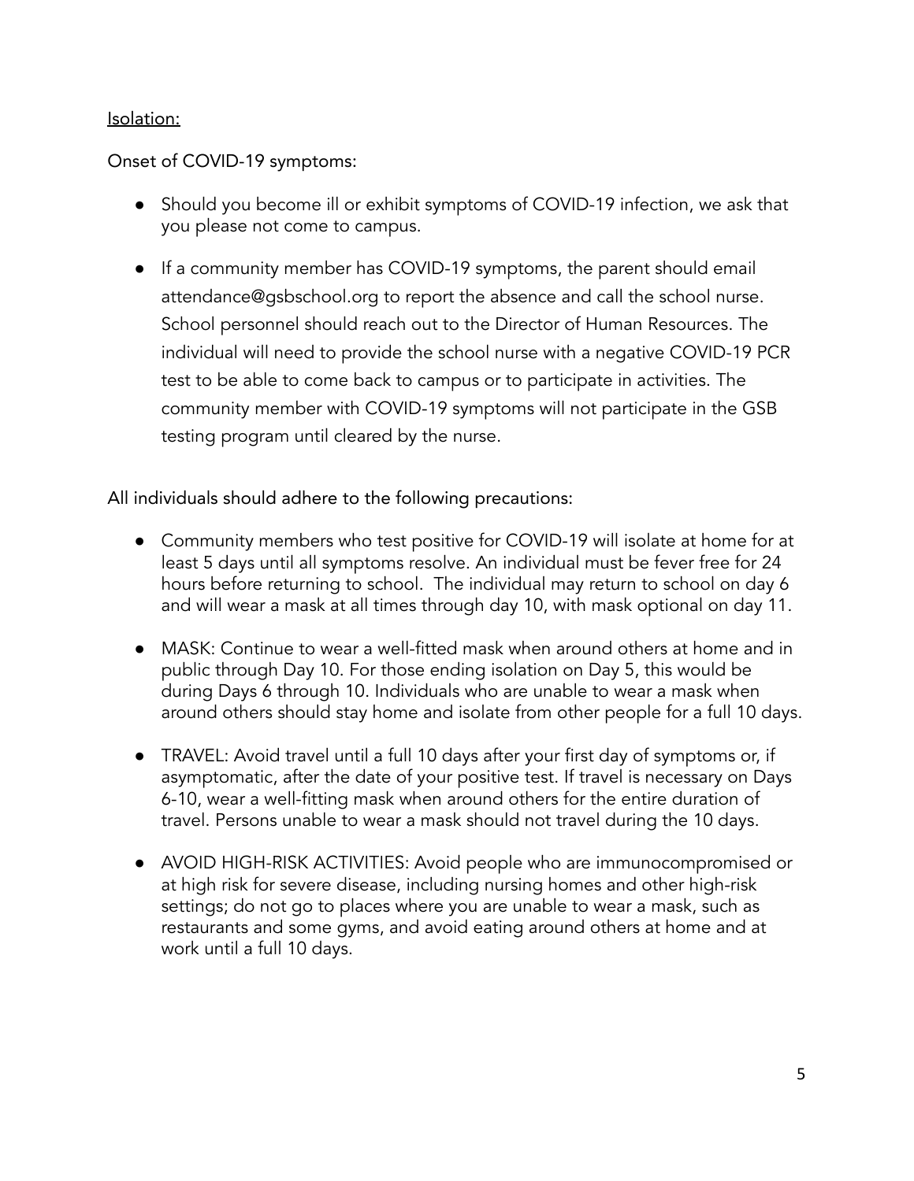<u>Isolation:</u>

Onset of COVID-19 symptoms:

- Should you become ill or exhibit symptoms of COVID-19 infection, we ask that you please not come to campus.
- If a community member has COVID-19 symptoms, the parent should email attendance@gsbschool.org to report the absence and call the school nurse. School personnel should reach out to the Director of Human Resources. The individual will need to provide the school nurse with a negative COVID-19 PCR test to be able to come back to campus or to participate in activities. The community member with COVID-19 symptoms will not participate in the GSB testing program until cleared by the nurse.

All individuals should adhere to the following precautions:

- Community members who test positive for COVID-19 will isolate at home for at least 5 days until all symptoms resolve. An individual must be fever free for 24 hours before returning to school. The individual may return to school on day 6 and will wear a mask at all times through day 10, with mask optional on day 11.
- MASK: Continue to wear a well-fitted mask when around others at home and in public through Day 10. For those ending isolation on Day 5, this would be during Days 6 through 10. Individuals who are unable to wear a mask when around others should stay home and isolate from other people for a full 10 days.
- TRAVEL: Avoid travel until a full 10 days after your first day of symptoms or, if asymptomatic, after the date of your positive test. If travel is necessary on Days 6-10, wear a well-fitting mask when around others for the entire duration of travel. Persons unable to wear a mask should not travel during the 10 days.
- AVOID HIGH-RISK ACTIVITIES: Avoid people who are immunocompromised or at high risk for severe disease, including nursing homes and other high-risk settings; do not go to places where you are unable to wear a mask, such as restaurants and some gyms, and avoid eating around others at home and at work until a full 10 days.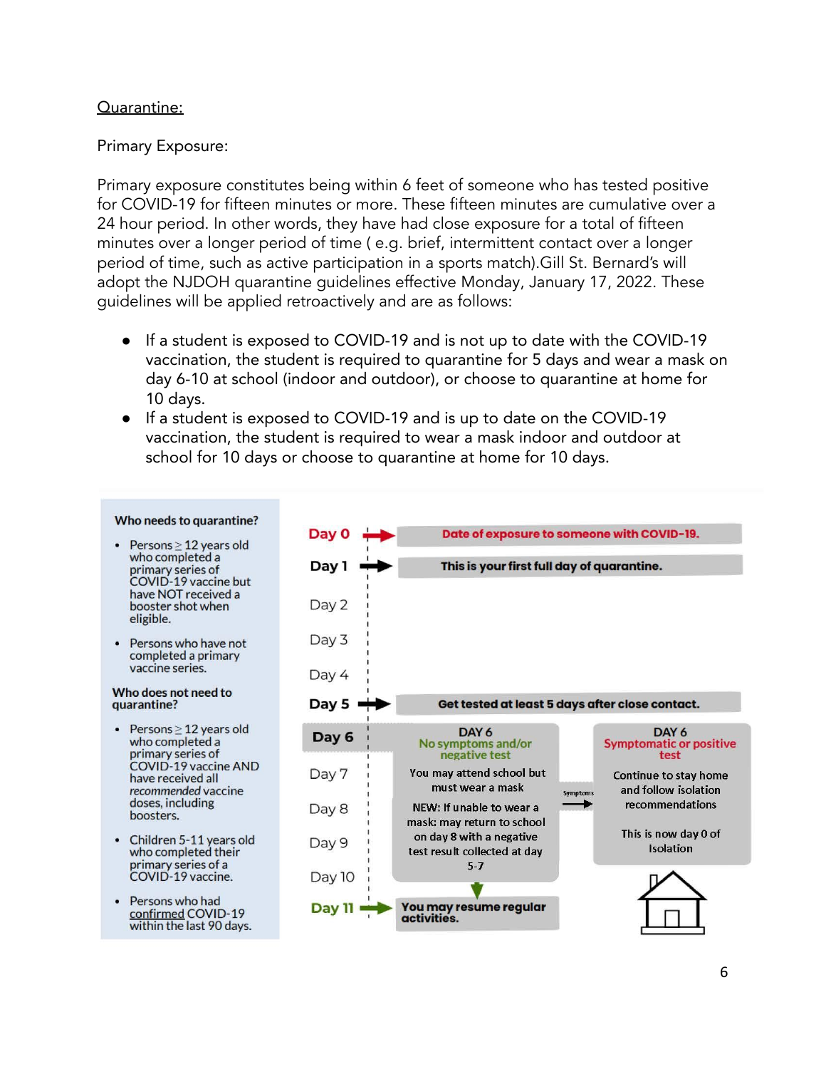<u>Quarantine:</u>

Primary Exposure:

Primary exposure constitutes being within 6 feet of someone who has tested positive for COVID-19 for fifteen minutes or more. These fifteen minutes are cumulative over a 24 hour period. In other words, they have had close exposure for a total of fifteen minutes over a longer period of time ( e.g. brief, intermittent contact over a longer period of time, such as active participation in a sports match).Gill St. Bernard's will adopt the NJDOH quarantine guidelines effective Monday, January 17, 2022. These guidelines will be applied retroactively and are as follows:

- If a student is exposed to COVID-19 and is not up to date with the COVID-19 vaccination, the student is required to quarantine for 5 days and wear a mask on day 6-10 at school (indoor and outdoor), or choose to quarantine at home for 10 days.
- If a student is exposed to COVID-19 and is up to date on the COVID-19 vaccination, the student is required to wear a mask indoor and outdoor at school for 10 days or choose to quarantine at home for 10 days.

**Who needs to quarantine?**

- Persons ≥ 12 years old who completed a primary series of COVID-19 vaccine but have NOT received a booster shot when eligible.
- Persons who have not completed a primary vaccine series.

**Who does not need to quarantine?**

- Persons ≥ 12 years old who completed a primary series of COVID-19 vaccine AND have received all *recommended* vaccine doses, including boosters.
- Children 5-11 years old who completed their primary series of a COVID-19 vaccine.
- Persons who had <u>confirmed</u> COVID-19 within the last 90 days.

**Day 0** → **Date of exposure to someone with COVID-19.**

**Day 1** → **This is your first full day of quarantine.**

Day 2

Day 3

Day 4

**Day 5** → **Get tested at least 5 days after close contact.**

**Day 6**

DAY 6
No symptoms and/or negative test

You may attend school but must wear a mask

NEW: If unable to wear a mask: may return to school on day 8 with a negative test result collected at day 5-7

→ Symptoms →

DAY 6
Symptomatic or positive test

Continue to stay home and follow isolation recommendations

This is now day 0 of Isolation

Day 7

Day 8

Day 9

Day 10

**Day 11** → **You may resume regular activities.**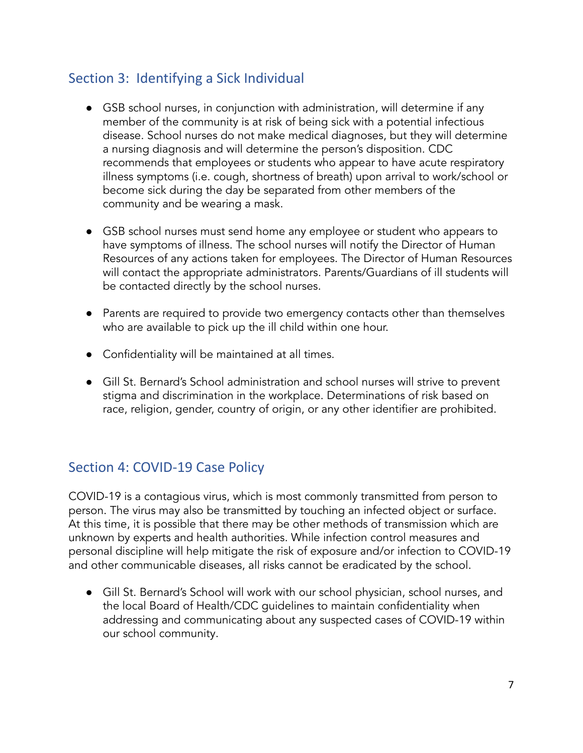## Section 3: Identifying a Sick Individual

- GSB school nurses, in conjunction with administration, will determine if any member of the community is at risk of being sick with a potential infectious disease. School nurses do not make medical diagnoses, but they will determine a nursing diagnosis and will determine the person's disposition. CDC recommends that employees or students who appear to have acute respiratory illness symptoms (i.e. cough, shortness of breath) upon arrival to work/school or become sick during the day be separated from other members of the community and be wearing a mask.

- GSB school nurses must send home any employee or student who appears to have symptoms of illness. The school nurses will notify the Director of Human Resources of any actions taken for employees. The Director of Human Resources will contact the appropriate administrators. Parents/Guardians of ill students will be contacted directly by the school nurses.

- Parents are required to provide two emergency contacts other than themselves who are available to pick up the ill child within one hour.

- Confidentiality will be maintained at all times.

- Gill St. Bernard's School administration and school nurses will strive to prevent stigma and discrimination in the workplace. Determinations of risk based on race, religion, gender, country of origin, or any other identifier are prohibited.

## Section 4: COVID-19 Case Policy

COVID-19 is a contagious virus, which is most commonly transmitted from person to person. The virus may also be transmitted by touching an infected object or surface. At this time, it is possible that there may be other methods of transmission which are unknown by experts and health authorities. While infection control measures and personal discipline will help mitigate the risk of exposure and/or infection to COVID-19 and other communicable diseases, all risks cannot be eradicated by the school.

- Gill St. Bernard's School will work with our school physician, school nurses, and the local Board of Health/CDC guidelines to maintain confidentiality when addressing and communicating about any suspected cases of COVID-19 within our school community.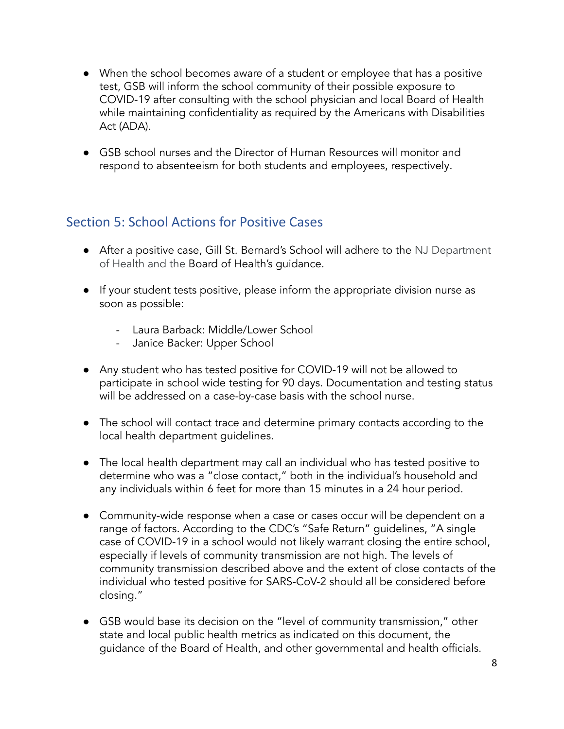- When the school becomes aware of a student or employee that has a positive test, GSB will inform the school community of their possible exposure to COVID-19 after consulting with the school physician and local Board of Health while maintaining confidentiality as required by the Americans with Disabilities Act (ADA).

- GSB school nurses and the Director of Human Resources will monitor and respond to absenteeism for both students and employees, respectively.

## Section 5: School Actions for Positive Cases

- After a positive case, Gill St. Bernard's School will adhere to the NJ Department of Health and the Board of Health's guidance.

- If your student tests positive, please inform the appropriate division nurse as soon as possible:
  - Laura Barback: Middle/Lower School
  - Janice Backer: Upper School

- Any student who has tested positive for COVID-19 will not be allowed to participate in school wide testing for 90 days. Documentation and testing status will be addressed on a case-by-case basis with the school nurse.

- The school will contact trace and determine primary contacts according to the local health department guidelines.

- The local health department may call an individual who has tested positive to determine who was a "close contact," both in the individual's household and any individuals within 6 feet for more than 15 minutes in a 24 hour period.

- Community-wide response when a case or cases occur will be dependent on a range of factors. According to the CDC's "Safe Return" guidelines, "A single case of COVID-19 in a school would not likely warrant closing the entire school, especially if levels of community transmission are not high. The levels of community transmission described above and the extent of close contacts of the individual who tested positive for SARS-CoV-2 should all be considered before closing."

- GSB would base its decision on the "level of community transmission," other state and local public health metrics as indicated on this document, the guidance of the Board of Health, and other governmental and health officials.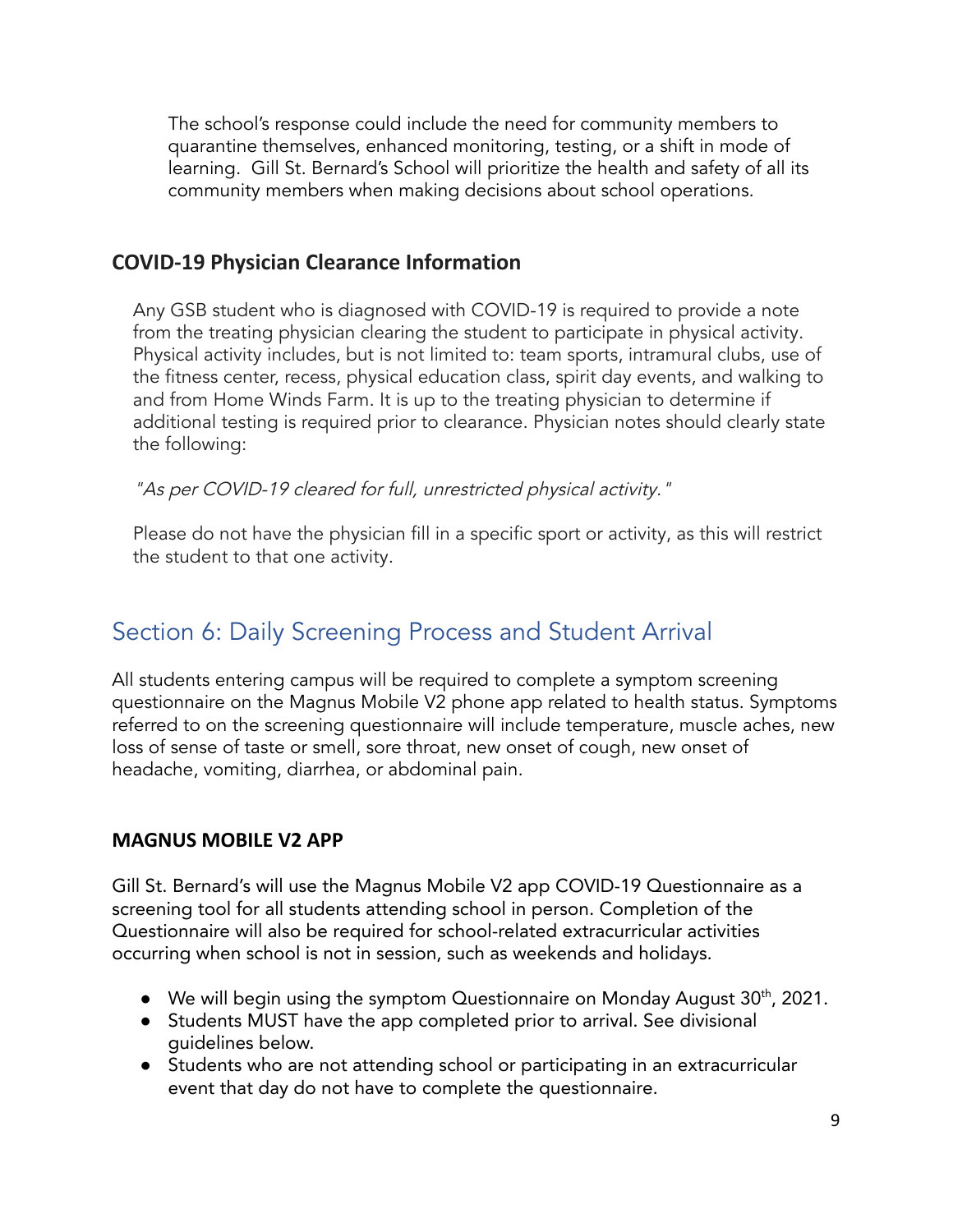The school's response could include the need for community members to quarantine themselves, enhanced monitoring, testing, or a shift in mode of learning. Gill St. Bernard's School will prioritize the health and safety of all its community members when making decisions about school operations.

### COVID-19 Physician Clearance Information

Any GSB student who is diagnosed with COVID-19 is required to provide a note from the treating physician clearing the student to participate in physical activity. Physical activity includes, but is not limited to: team sports, intramural clubs, use of the fitness center, recess, physical education class, spirit day events, and walking to and from Home Winds Farm. It is up to the treating physician to determine if additional testing is required prior to clearance. Physician notes should clearly state the following:

*"As per COVID-19 cleared for full, unrestricted physical activity."*

Please do not have the physician fill in a specific sport or activity, as this will restrict the student to that one activity.

## Section 6: Daily Screening Process and Student Arrival

All students entering campus will be required to complete a symptom screening questionnaire on the Magnus Mobile V2 phone app related to health status. Symptoms referred to on the screening questionnaire will include temperature, muscle aches, new loss of sense of taste or smell, sore throat, new onset of cough, new onset of headache, vomiting, diarrhea, or abdominal pain.

### MAGNUS MOBILE V2 APP

Gill St. Bernard's will use the Magnus Mobile V2 app COVID-19 Questionnaire as a screening tool for all students attending school in person. Completion of the Questionnaire will also be required for school-related extracurricular activities occurring when school is not in session, such as weekends and holidays.

- We will begin using the symptom Questionnaire on Monday August 30th, 2021.
- Students MUST have the app completed prior to arrival. See divisional guidelines below.
- Students who are not attending school or participating in an extracurricular event that day do not have to complete the questionnaire.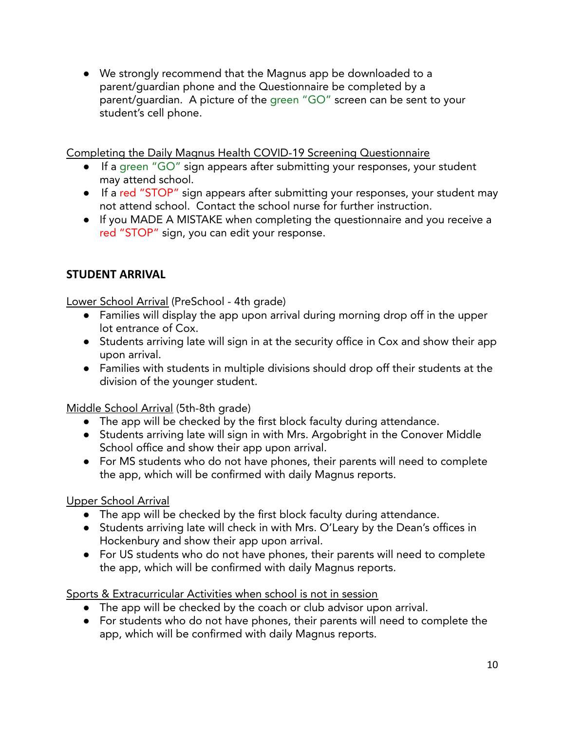- We strongly recommend that the Magnus app be downloaded to a parent/guardian phone and the Questionnaire be completed by a parent/guardian. A picture of the green "GO" screen can be sent to your student's cell phone.

<u>Completing the Daily Magnus Health COVID-19 Screening Questionnaire</u>

- If a green "GO" sign appears after submitting your responses, your student may attend school.
- If a red "STOP" sign appears after submitting your responses, your student may not attend school. Contact the school nurse for further instruction.
- If you MADE A MISTAKE when completing the questionnaire and you receive a red "STOP" sign, you can edit your response.

## STUDENT ARRIVAL

<u>Lower School Arrival</u> (PreSchool - 4th grade)

- Families will display the app upon arrival during morning drop off in the upper lot entrance of Cox.
- Students arriving late will sign in at the security office in Cox and show their app upon arrival.
- Families with students in multiple divisions should drop off their students at the division of the younger student.

<u>Middle School Arrival</u> (5th-8th grade)

- The app will be checked by the first block faculty during attendance.
- Students arriving late will sign in with Mrs. Argobright in the Conover Middle School office and show their app upon arrival.
- For MS students who do not have phones, their parents will need to complete the app, which will be confirmed with daily Magnus reports.

<u>Upper School Arrival</u>

- The app will be checked by the first block faculty during attendance.
- Students arriving late will check in with Mrs. O'Leary by the Dean's offices in Hockenbury and show their app upon arrival.
- For US students who do not have phones, their parents will need to complete the app, which will be confirmed with daily Magnus reports.

<u>Sports & Extracurricular Activities when school is not in session</u>

- The app will be checked by the coach or club advisor upon arrival.
- For students who do not have phones, their parents will need to complete the app, which will be confirmed with daily Magnus reports.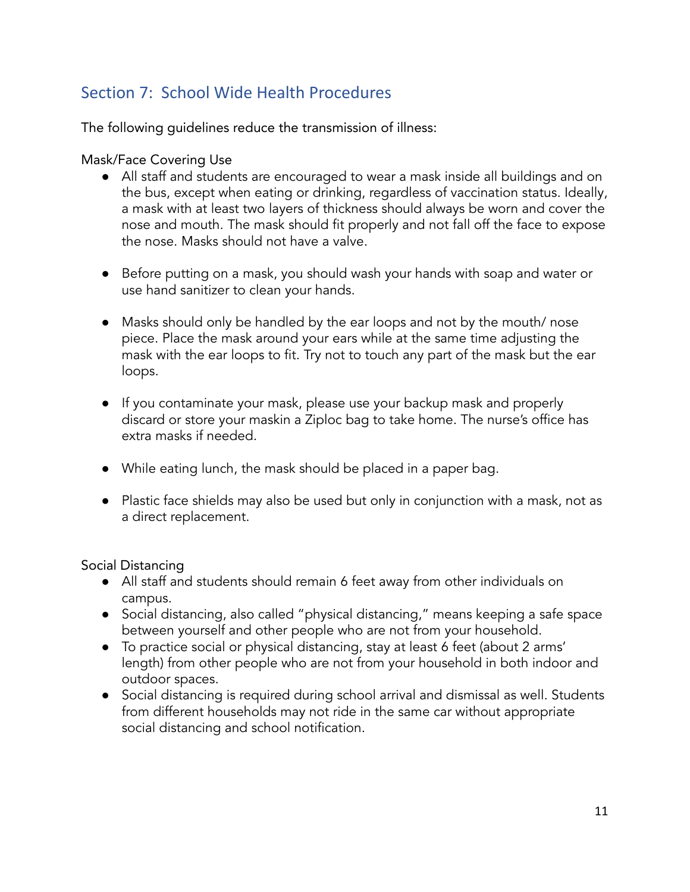## Section 7: School Wide Health Procedures

The following guidelines reduce the transmission of illness:

Mask/Face Covering Use

- All staff and students are encouraged to wear a mask inside all buildings and on the bus, except when eating or drinking, regardless of vaccination status. Ideally, a mask with at least two layers of thickness should always be worn and cover the nose and mouth. The mask should fit properly and not fall off the face to expose the nose. Masks should not have a valve.

- Before putting on a mask, you should wash your hands with soap and water or use hand sanitizer to clean your hands.

- Masks should only be handled by the ear loops and not by the mouth/ nose piece. Place the mask around your ears while at the same time adjusting the mask with the ear loops to fit. Try not to touch any part of the mask but the ear loops.

- If you contaminate your mask, please use your backup mask and properly discard or store your maskin a Ziploc bag to take home. The nurse's office has extra masks if needed.

- While eating lunch, the mask should be placed in a paper bag.

- Plastic face shields may also be used but only in conjunction with a mask, not as a direct replacement.

Social Distancing

- All staff and students should remain 6 feet away from other individuals on campus.
- Social distancing, also called "physical distancing," means keeping a safe space between yourself and other people who are not from your household.
- To practice social or physical distancing, stay at least 6 feet (about 2 arms' length) from other people who are not from your household in both indoor and outdoor spaces.
- Social distancing is required during school arrival and dismissal as well. Students from different households may not ride in the same car without appropriate social distancing and school notification.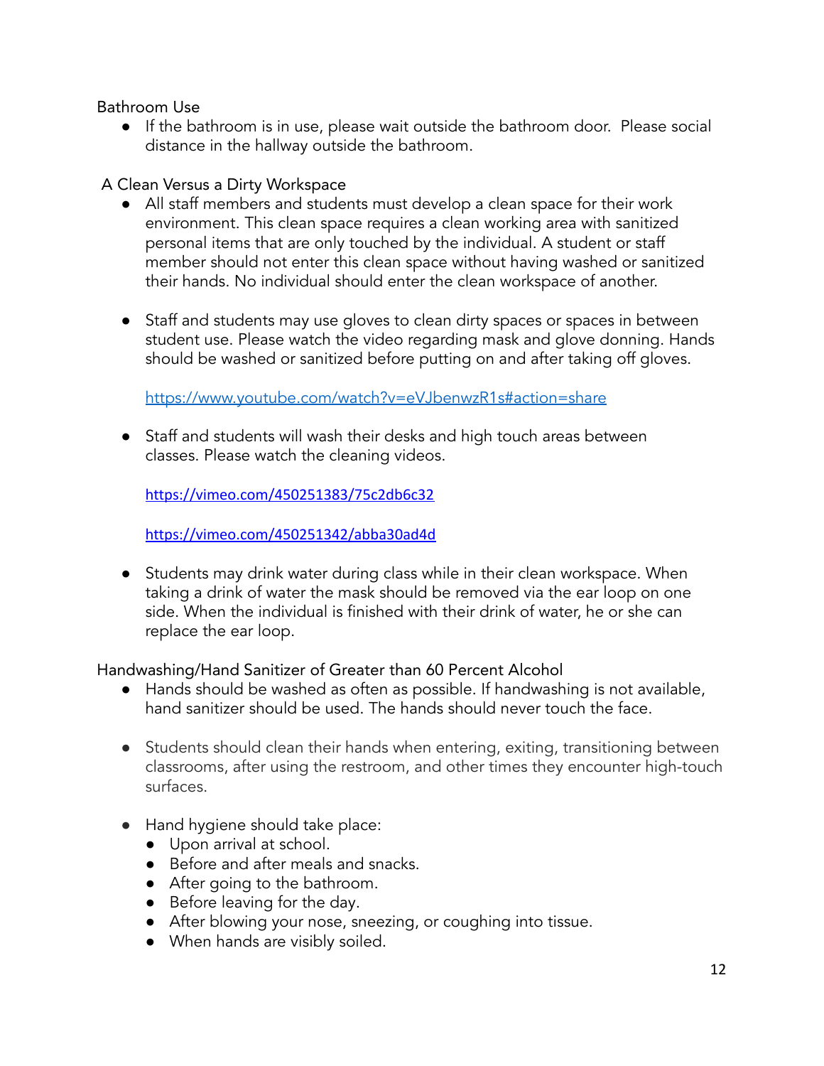Bathroom Use

- If the bathroom is in use, please wait outside the bathroom door. Please social distance in the hallway outside the bathroom.

A Clean Versus a Dirty Workspace

- All staff members and students must develop a clean space for their work environment. This clean space requires a clean working area with sanitized personal items that are only touched by the individual. A student or staff member should not enter this clean space without having washed or sanitized their hands. No individual should enter the clean workspace of another.

- Staff and students may use gloves to clean dirty spaces or spaces in between student use. Please watch the video regarding mask and glove donning. Hands should be washed or sanitized before putting on and after taking off gloves.

  https://www.youtube.com/watch?v=eVJbenwzR1s#action=share

- Staff and students will wash their desks and high touch areas between classes. Please watch the cleaning videos.

  https://vimeo.com/450251383/75c2db6c32

  https://vimeo.com/450251342/abba30ad4d

- Students may drink water during class while in their clean workspace. When taking a drink of water the mask should be removed via the ear loop on one side. When the individual is finished with their drink of water, he or she can replace the ear loop.

Handwashing/Hand Sanitizer of Greater than 60 Percent Alcohol

- Hands should be washed as often as possible. If handwashing is not available, hand sanitizer should be used. The hands should never touch the face.

- Students should clean their hands when entering, exiting, transitioning between classrooms, after using the restroom, and other times they encounter high-touch surfaces.

- Hand hygiene should take place:
  - Upon arrival at school.
  - Before and after meals and snacks.
  - After going to the bathroom.
  - Before leaving for the day.
  - After blowing your nose, sneezing, or coughing into tissue.
  - When hands are visibly soiled.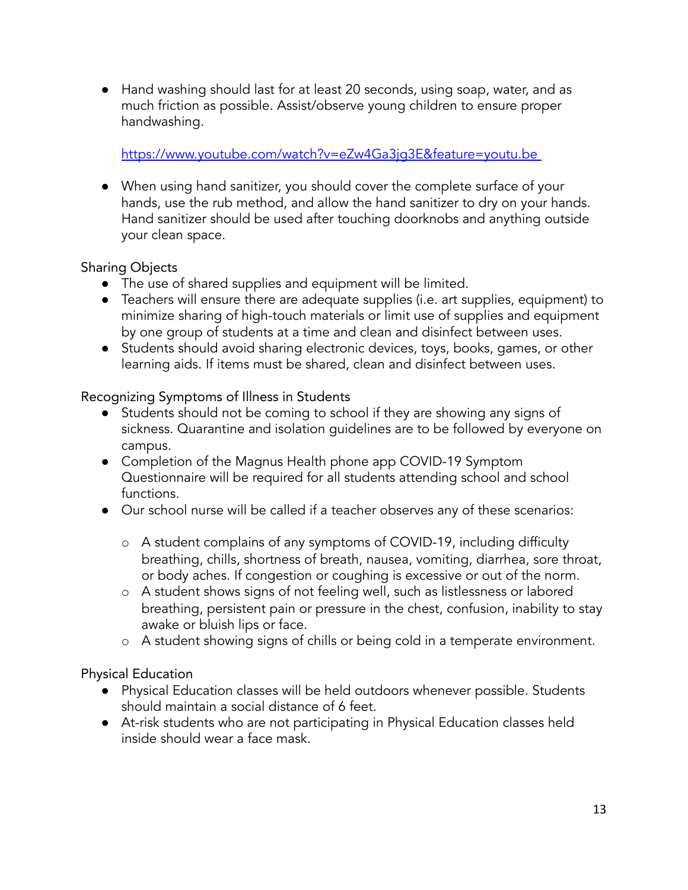- Hand washing should last for at least 20 seconds, using soap, water, and as much friction as possible. Assist/observe young children to ensure proper handwashing.

  https://www.youtube.com/watch?v=eZw4Ga3jg3E&feature=youtu.be

- When using hand sanitizer, you should cover the complete surface of your hands, use the rub method, and allow the hand sanitizer to dry on your hands. Hand sanitizer should be used after touching doorknobs and anything outside your clean space.

Sharing Objects

- The use of shared supplies and equipment will be limited.
- Teachers will ensure there are adequate supplies (i.e. art supplies, equipment) to minimize sharing of high-touch materials or limit use of supplies and equipment by one group of students at a time and clean and disinfect between uses.
- Students should avoid sharing electronic devices, toys, books, games, or other learning aids. If items must be shared, clean and disinfect between uses.

Recognizing Symptoms of Illness in Students

- Students should not be coming to school if they are showing any signs of sickness. Quarantine and isolation guidelines are to be followed by everyone on campus.
- Completion of the Magnus Health phone app COVID-19 Symptom Questionnaire will be required for all students attending school and school functions.
- Our school nurse will be called if a teacher observes any of these scenarios:
  - A student complains of any symptoms of COVID-19, including difficulty breathing, chills, shortness of breath, nausea, vomiting, diarrhea, sore throat, or body aches. If congestion or coughing is excessive or out of the norm.
  - A student shows signs of not feeling well, such as listlessness or labored breathing, persistent pain or pressure in the chest, confusion, inability to stay awake or bluish lips or face.
  - A student showing signs of chills or being cold in a temperate environment.

Physical Education

- Physical Education classes will be held outdoors whenever possible. Students should maintain a social distance of 6 feet.
- At-risk students who are not participating in Physical Education classes held inside should wear a face mask.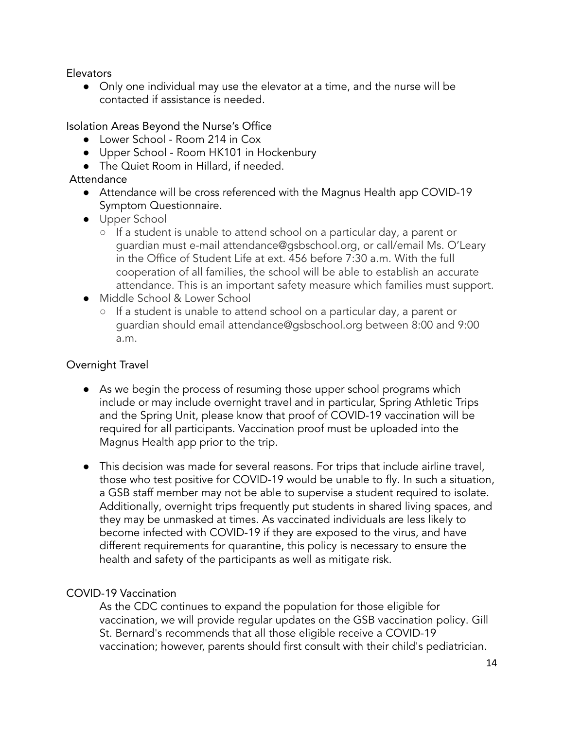### Elevators

- Only one individual may use the elevator at a time, and the nurse will be contacted if assistance is needed.

### Isolation Areas Beyond the Nurse's Office

- Lower School - Room 214 in Cox
- Upper School - Room HK101 in Hockenbury
- The Quiet Room in Hillard, if needed.

### Attendance

- Attendance will be cross referenced with the Magnus Health app COVID-19 Symptom Questionnaire.
- Upper School
  - If a student is unable to attend school on a particular day, a parent or guardian must e-mail attendance@gsbschool.org, or call/email Ms. O'Leary in the Office of Student Life at ext. 456 before 7:30 a.m. With the full cooperation of all families, the school will be able to establish an accurate attendance. This is an important safety measure which families must support.
- Middle School & Lower School
  - If a student is unable to attend school on a particular day, a parent or guardian should email attendance@gsbschool.org between 8:00 and 9:00 a.m.

### Overnight Travel

- As we begin the process of resuming those upper school programs which include or may include overnight travel and in particular, Spring Athletic Trips and the Spring Unit, please know that proof of COVID-19 vaccination will be required for all participants. Vaccination proof must be uploaded into the Magnus Health app prior to the trip.

- This decision was made for several reasons. For trips that include airline travel, those who test positive for COVID-19 would be unable to fly. In such a situation, a GSB staff member may not be able to supervise a student required to isolate. Additionally, overnight trips frequently put students in shared living spaces, and they may be unmasked at times. As vaccinated individuals are less likely to become infected with COVID-19 if they are exposed to the virus, and have different requirements for quarantine, this policy is necessary to ensure the health and safety of the participants as well as mitigate risk.

### COVID-19 Vaccination

As the CDC continues to expand the population for those eligible for vaccination, we will provide regular updates on the GSB vaccination policy. Gill St. Bernard's recommends that all those eligible receive a COVID-19 vaccination; however, parents should first consult with their child's pediatrician.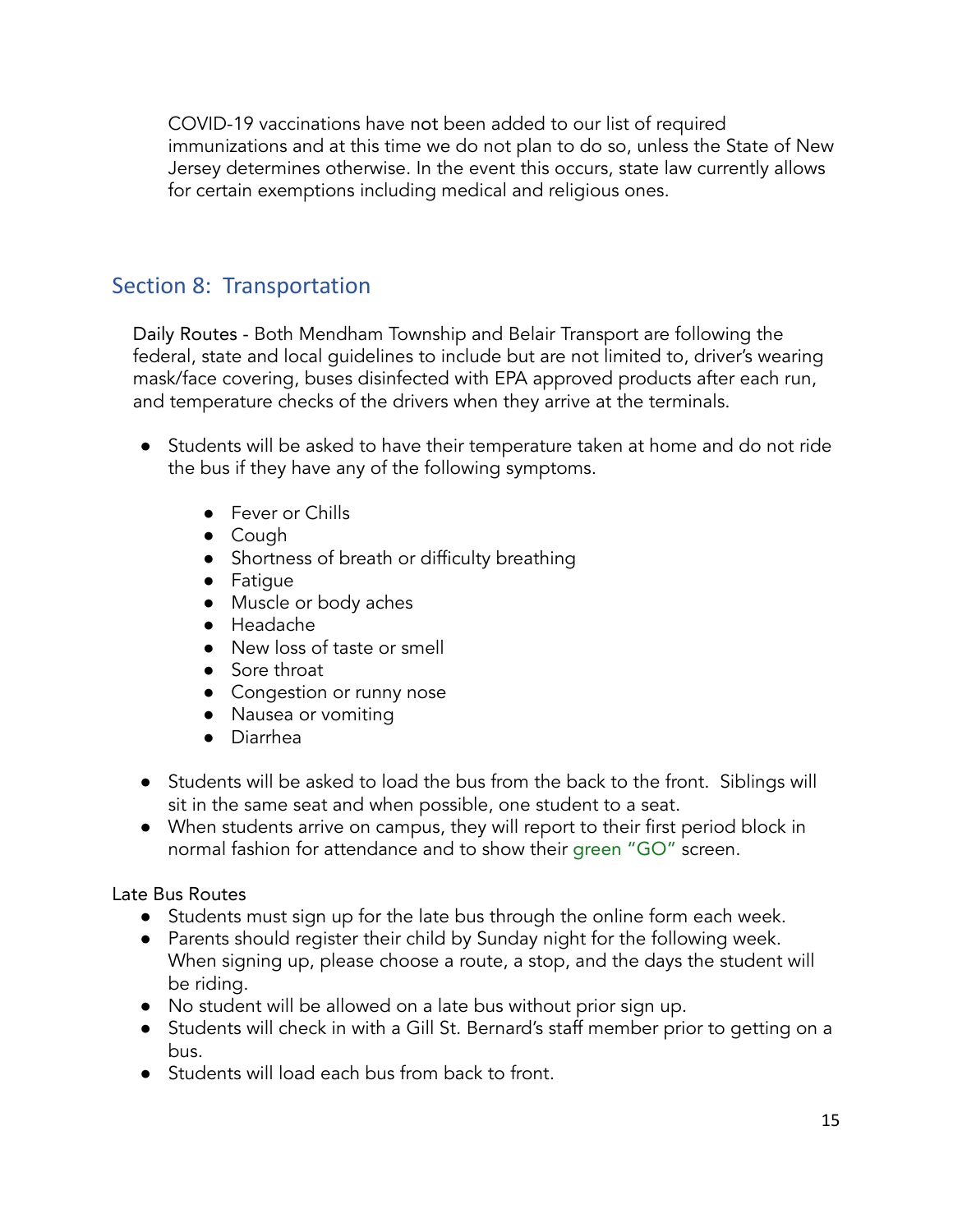COVID-19 vaccinations have not been added to our list of required immunizations and at this time we do not plan to do so, unless the State of New Jersey determines otherwise. In the event this occurs, state law currently allows for certain exemptions including medical and religious ones.

## Section 8: Transportation

Daily Routes - Both Mendham Township and Belair Transport are following the federal, state and local guidelines to include but are not limited to, driver's wearing mask/face covering, buses disinfected with EPA approved products after each run, and temperature checks of the drivers when they arrive at the terminals.

- Students will be asked to have their temperature taken at home and do not ride the bus if they have any of the following symptoms.
  - Fever or Chills
  - Cough
  - Shortness of breath or difficulty breathing
  - Fatigue
  - Muscle or body aches
  - Headache
  - New loss of taste or smell
  - Sore throat
  - Congestion or runny nose
  - Nausea or vomiting
  - Diarrhea
- Students will be asked to load the bus from the back to the front. Siblings will sit in the same seat and when possible, one student to a seat.
- When students arrive on campus, they will report to their first period block in normal fashion for attendance and to show their green "GO" screen.

Late Bus Routes

- Students must sign up for the late bus through the online form each week.
- Parents should register their child by Sunday night for the following week. When signing up, please choose a route, a stop, and the days the student will be riding.
- No student will be allowed on a late bus without prior sign up.
- Students will check in with a Gill St. Bernard's staff member prior to getting on a bus.
- Students will load each bus from back to front.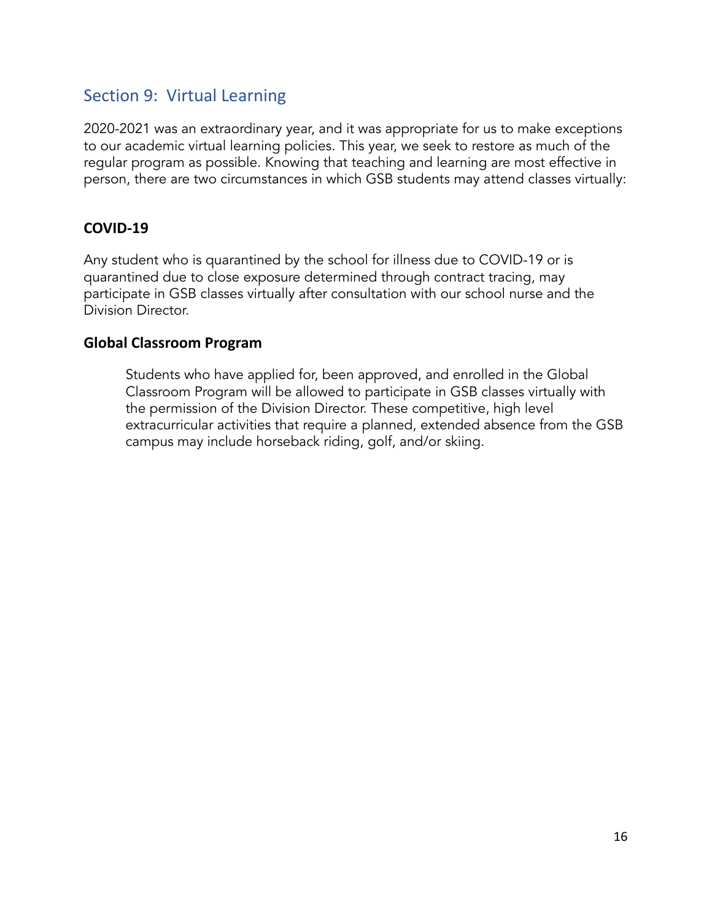## Section 9: Virtual Learning

2020-2021 was an extraordinary year, and it was appropriate for us to make exceptions to our academic virtual learning policies. This year, we seek to restore as much of the regular program as possible. Knowing that teaching and learning are most effective in person, there are two circumstances in which GSB students may attend classes virtually:

### COVID-19

Any student who is quarantined by the school for illness due to COVID-19 or is quarantined due to close exposure determined through contract tracing, may participate in GSB classes virtually after consultation with our school nurse and the Division Director.

### Global Classroom Program

Students who have applied for, been approved, and enrolled in the Global Classroom Program will be allowed to participate in GSB classes virtually with the permission of the Division Director. These competitive, high level extracurricular activities that require a planned, extended absence from the GSB campus may include horseback riding, golf, and/or skiing.